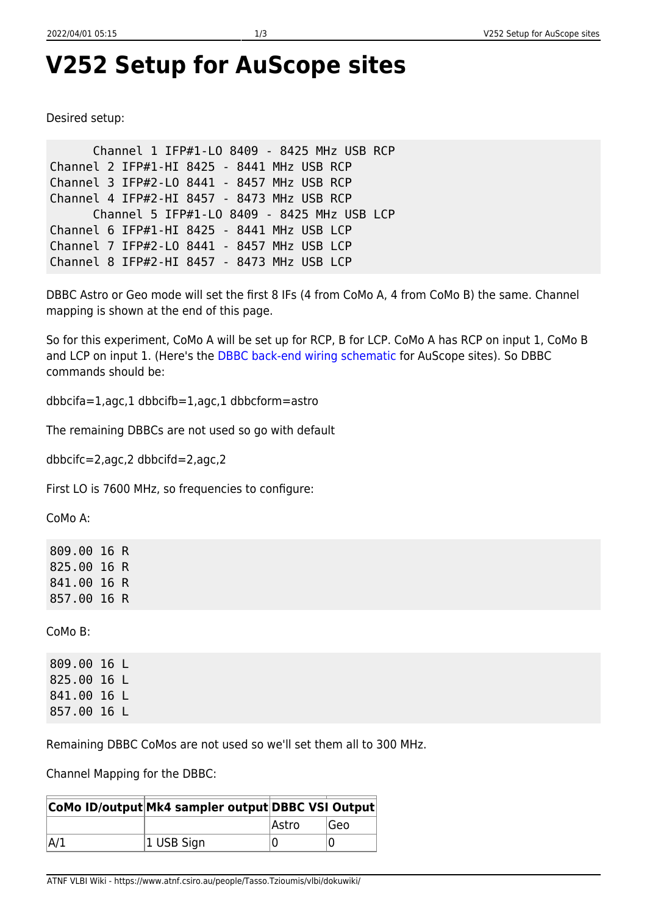# V252 Setup for AuScope sites

Desired setup:

```
      Channel 1 IFP#1-LO 8409 - 8425 MHz USB RCP
Channel 2 IFP#1-HI 8425 - 8441 MHz USB RCP
Channel 3 IFP#2-LO 8441 - 8457 MHz USB RCP
Channel 4 IFP#2-HI 8457 - 8473 MHz USB RCP
      Channel 5 IFP#1-LO 8409 - 8425 MHz USB LCP
Channel 6 IFP#1-HI 8425 - 8441 MHz USB LCP
Channel 7 IFP#2-LO 8441 - 8457 MHz USB LCP
Channel 8 IFP#2-HI 8457 - 8473 MHz USB LCP
```

DBBC Astro or Geo mode will set the first 8 IFs (4 from CoMo A, 4 from CoMo B) the same. Channel mapping is shown at the end of this page.

So for this experiment, CoMo A will be set up for RCP, B for LCP. CoMo A has RCP on input 1, CoMo B and LCP on input 1. (Here's the DBBC back-end wiring schematic for AuScope sites). So DBBC commands should be:

dbbcifa=1,agc,1 dbbcifb=1,agc,1 dbbcform=astro

The remaining DBBCs are not used so go with default

dbbcifc=2,agc,2 dbbcifd=2,agc,2

First LO is 7600 MHz, so frequencies to configure:

CoMo A:

```
809.00 16 R
825.00 16 R
841.00 16 R
857.00 16 R
```

CoMo B:

```
809.00 16 L
825.00 16 L
841.00 16 L
857.00 16 L
```

Remaining DBBC CoMos are not used so we'll set them all to 300 MHz.

Channel Mapping for the DBBC:

| CoMo ID/output | Mk4 sampler output | DBBC VSI Output | |
|---|---|---|---|
| | | Astro | Geo |
| A/1 | 1 USB Sign | 0 | 0 |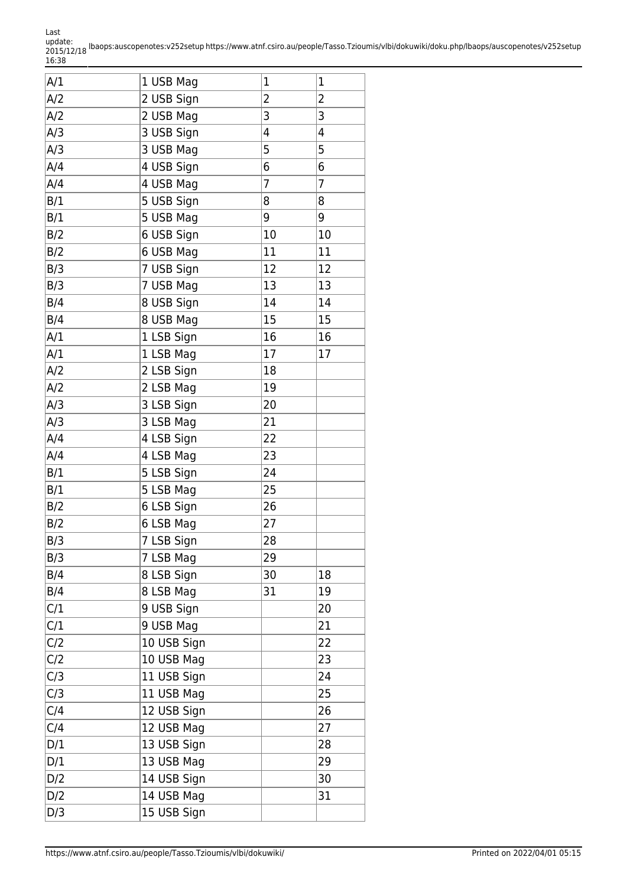| | | | |
|---|---|---|---|
| A/1 | 1 USB Mag | 1 | 1 |
| A/2 | 2 USB Sign | 2 | 2 |
| A/2 | 2 USB Mag | 3 | 3 |
| A/3 | 3 USB Sign | 4 | 4 |
| A/3 | 3 USB Mag | 5 | 5 |
| A/4 | 4 USB Sign | 6 | 6 |
| A/4 | 4 USB Mag | 7 | 7 |
| B/1 | 5 USB Sign | 8 | 8 |
| B/1 | 5 USB Mag | 9 | 9 |
| B/2 | 6 USB Sign | 10 | 10 |
| B/2 | 6 USB Mag | 11 | 11 |
| B/3 | 7 USB Sign | 12 | 12 |
| B/3 | 7 USB Mag | 13 | 13 |
| B/4 | 8 USB Sign | 14 | 14 |
| B/4 | 8 USB Mag | 15 | 15 |
| A/1 | 1 LSB Sign | 16 | 16 |
| A/1 | 1 LSB Mag | 17 | 17 |
| A/2 | 2 LSB Sign | 18 | |
| A/2 | 2 LSB Mag | 19 | |
| A/3 | 3 LSB Sign | 20 | |
| A/3 | 3 LSB Mag | 21 | |
| A/4 | 4 LSB Sign | 22 | |
| A/4 | 4 LSB Mag | 23 | |
| B/1 | 5 LSB Sign | 24 | |
| B/1 | 5 LSB Mag | 25 | |
| B/2 | 6 LSB Sign | 26 | |
| B/2 | 6 LSB Mag | 27 | |
| B/3 | 7 LSB Sign | 28 | |
| B/3 | 7 LSB Mag | 29 | |
| B/4 | 8 LSB Sign | 30 | 18 |
| B/4 | 8 LSB Mag | 31 | 19 |
| C/1 | 9 USB Sign | | 20 |
| C/1 | 9 USB Mag | | 21 |
| C/2 | 10 USB Sign | | 22 |
| C/2 | 10 USB Mag | | 23 |
| C/3 | 11 USB Sign | | 24 |
| C/3 | 11 USB Mag | | 25 |
| C/4 | 12 USB Sign | | 26 |
| C/4 | 12 USB Mag | | 27 |
| D/1 | 13 USB Sign | | 28 |
| D/1 | 13 USB Mag | | 29 |
| D/2 | 14 USB Sign | | 30 |
| D/2 | 14 USB Mag | | 31 |
| D/3 | 15 USB Sign | | |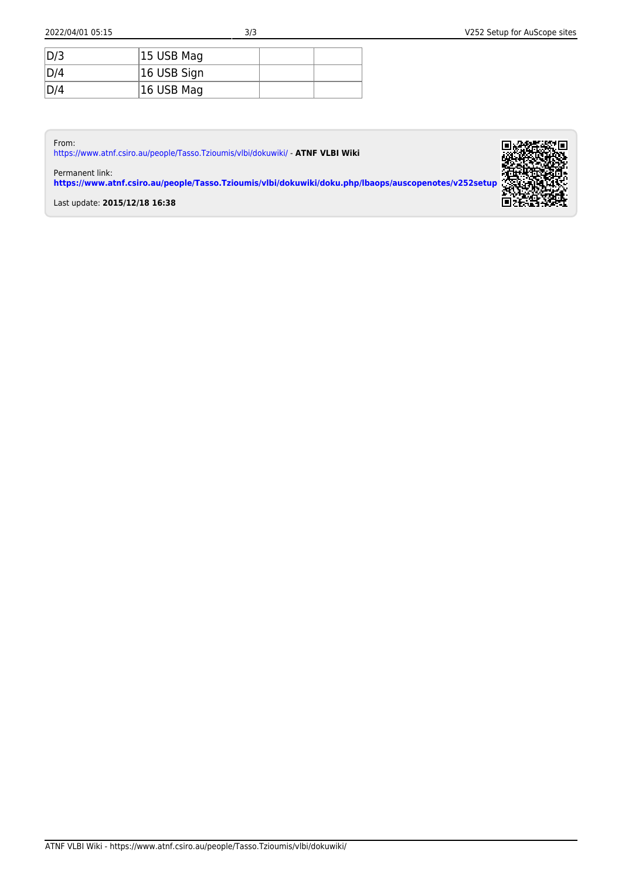| | | | |
|---|---|---|---|
| D/3 | 15 USB Mag | | |
| D/4 | 16 USB Sign | | |
| D/4 | 16 USB Mag | | |

From:
https://www.atnf.csiro.au/people/Tasso.Tzioumis/vlbi/dokuwiki/ - **ATNF VLBI Wiki**

Permanent link:
**https://www.atnf.csiro.au/people/Tasso.Tzioumis/vlbi/dokuwiki/doku.php/lbaops/auscopenotes/v252setup**

Last update: **2015/12/18 16:38**